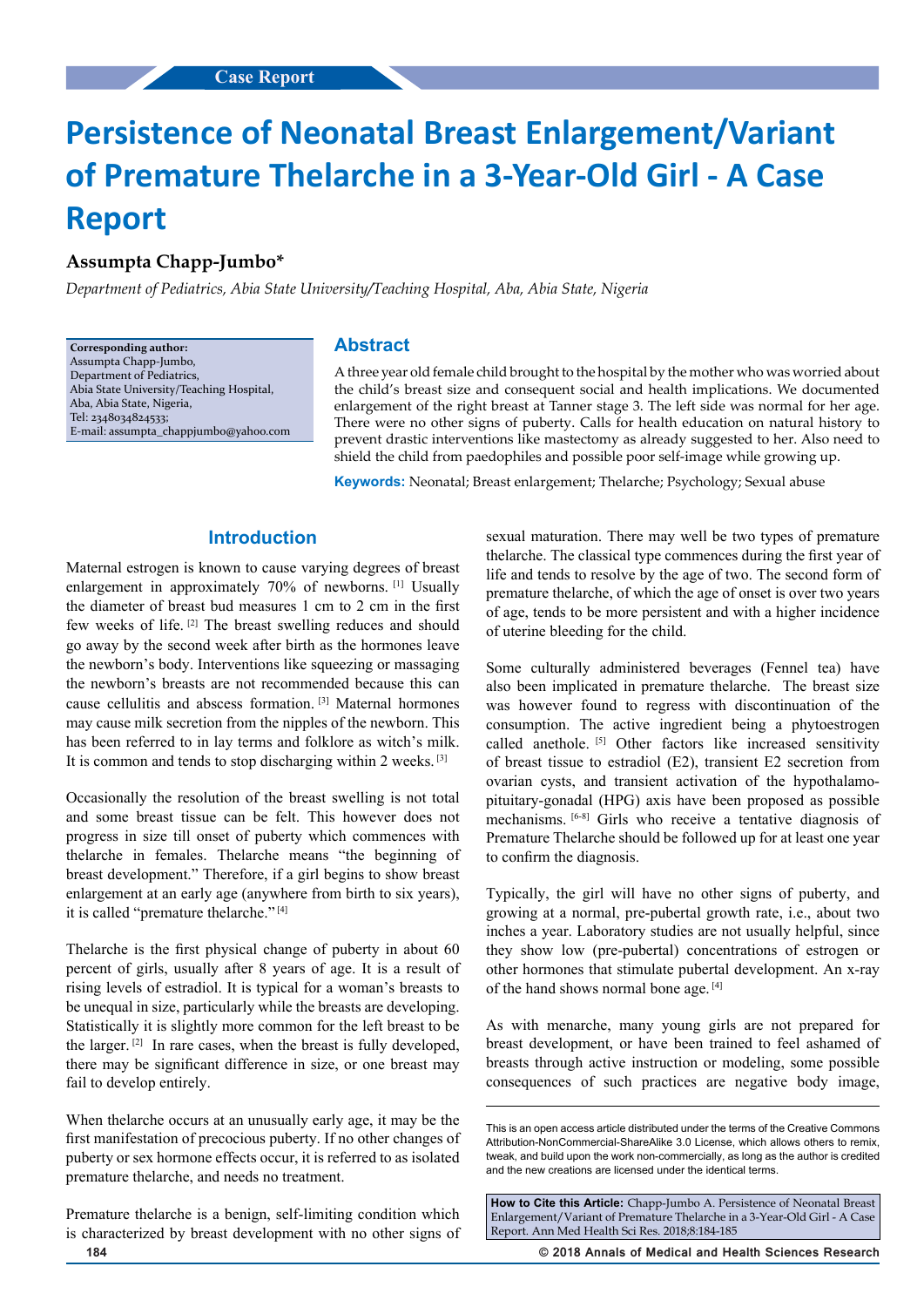Case Report

# Persistence of Neonatal Breast Enlargement/Variant of Premature Thelarche in a 3-Year-Old Girl - A Case Report

**Assumpta Chapp-Jumbo***

*Department of Pediatrics, Abia State University/Teaching Hospital, Aba, Abia State, Nigeria*

**Corresponding author:**
Assumpta Chapp-Jumbo,
Department of Pediatrics,
Abia State University/Teaching Hospital,
Aba, Abia State, Nigeria,
Tel: 2348034824533;
E-mail: assumpta_chappjumbo@yahoo.com

## Abstract

A three year old female child brought to the hospital by the mother who was worried about the child's breast size and consequent social and health implications. We documented enlargement of the right breast at Tanner stage 3. The left side was normal for her age. There were no other signs of puberty. Calls for health education on natural history to prevent drastic interventions like mastectomy as already suggested to her. Also need to shield the child from paedophiles and possible poor self-image while growing up.

**Keywords:** Neonatal; Breast enlargement; Thelarche; Psychology; Sexual abuse

## Introduction

Maternal estrogen is known to cause varying degrees of breast enlargement in approximately 70% of newborns. [1] Usually the diameter of breast bud measures 1 cm to 2 cm in the first few weeks of life. [2] The breast swelling reduces and should go away by the second week after birth as the hormones leave the newborn's body. Interventions like squeezing or massaging the newborn's breasts are not recommended because this can cause cellulitis and abscess formation. [3] Maternal hormones may cause milk secretion from the nipples of the newborn. This has been referred to in lay terms and folklore as witch's milk. It is common and tends to stop discharging within 2 weeks. [3]

Occasionally the resolution of the breast swelling is not total and some breast tissue can be felt. This however does not progress in size till onset of puberty which commences with thelarche in females. Thelarche means "the beginning of breast development." Therefore, if a girl begins to show breast enlargement at an early age (anywhere from birth to six years), it is called "premature thelarche." [4]

Thelarche is the first physical change of puberty in about 60 percent of girls, usually after 8 years of age. It is a result of rising levels of estradiol. It is typical for a woman's breasts to be unequal in size, particularly while the breasts are developing. Statistically it is slightly more common for the left breast to be the larger. [2] In rare cases, when the breast is fully developed, there may be significant difference in size, or one breast may fail to develop entirely.

When thelarche occurs at an unusually early age, it may be the first manifestation of precocious puberty. If no other changes of puberty or sex hormone effects occur, it is referred to as isolated premature thelarche, and needs no treatment.

Premature thelarche is a benign, self-limiting condition which is characterized by breast development with no other signs of sexual maturation. There may well be two types of premature thelarche. The classical type commences during the first year of life and tends to resolve by the age of two. The second form of premature thelarche, of which the age of onset is over two years of age, tends to be more persistent and with a higher incidence of uterine bleeding for the child.

Some culturally administered beverages (Fennel tea) have also been implicated in premature thelarche. The breast size was however found to regress with discontinuation of the consumption. The active ingredient being a phytoestrogen called anethole. [5] Other factors like increased sensitivity of breast tissue to estradiol (E2), transient E2 secretion from ovarian cysts, and transient activation of the hypothalamo-pituitary-gonadal (HPG) axis have been proposed as possible mechanisms. [6-8] Girls who receive a tentative diagnosis of Premature Thelarche should be followed up for at least one year to confirm the diagnosis.

Typically, the girl will have no other signs of puberty, and growing at a normal, pre-pubertal growth rate, i.e., about two inches a year. Laboratory studies are not usually helpful, since they show low (pre-pubertal) concentrations of estrogen or other hormones that stimulate pubertal development. An x-ray of the hand shows normal bone age. [4]

As with menarche, many young girls are not prepared for breast development, or have been trained to feel ashamed of breasts through active instruction or modeling, some possible consequences of such practices are negative body image,

This is an open access article distributed under the terms of the Creative Commons Attribution-NonCommercial-ShareAlike 3.0 License, which allows others to remix, tweak, and build upon the work non-commercially, as long as the author is credited and the new creations are licensed under the identical terms.

**How to Cite this Article:** Chapp-Jumbo A. Persistence of Neonatal Breast Enlargement/Variant of Premature Thelarche in a 3-Year-Old Girl - A Case Report. Ann Med Health Sci Res. 2018;8:184-185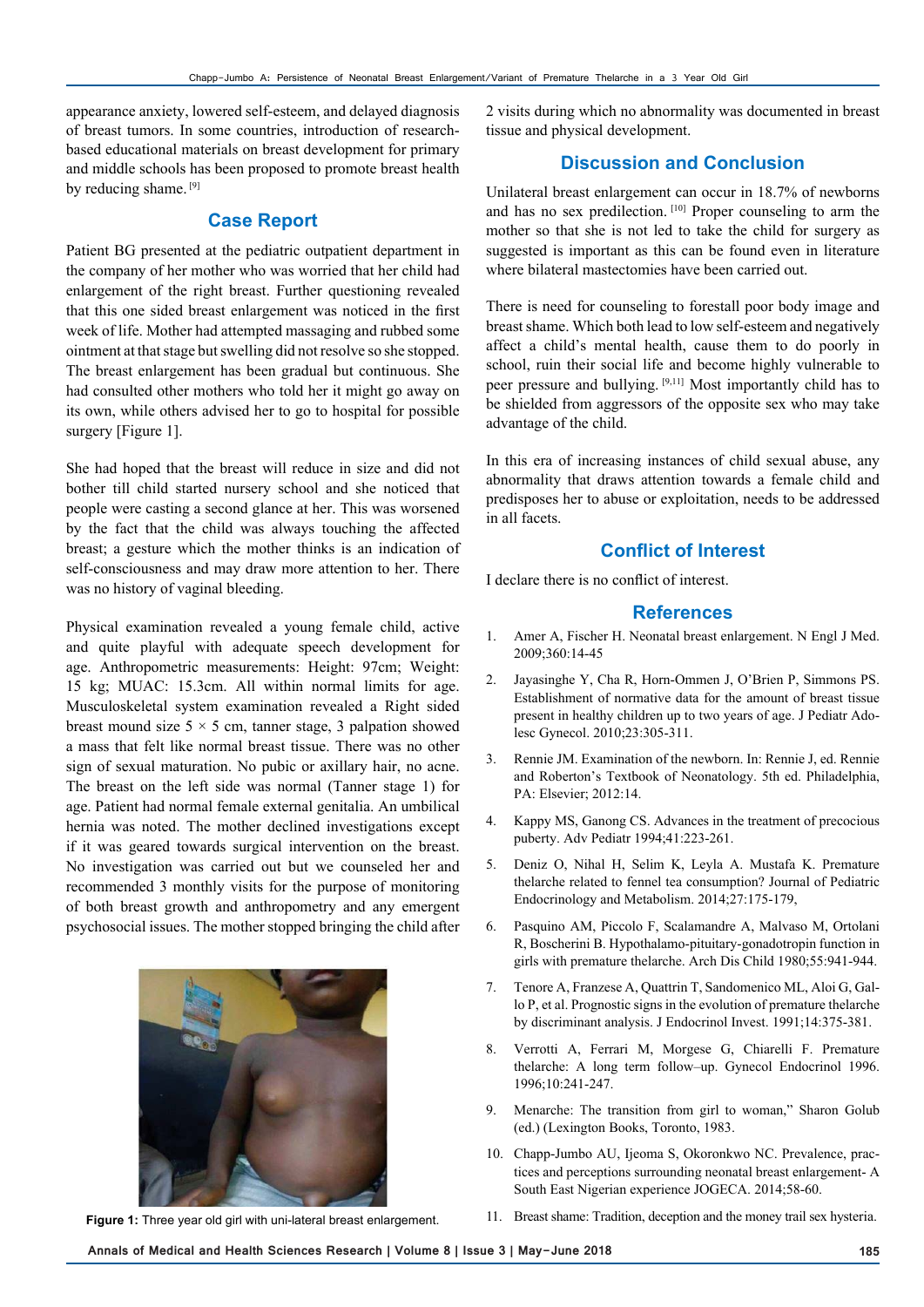appearance anxiety, lowered self-esteem, and delayed diagnosis of breast tumors. In some countries, introduction of research-based educational materials on breast development for primary and middle schools has been proposed to promote breast health by reducing shame.[9]

## Case Report

Patient BG presented at the pediatric outpatient department in the company of her mother who was worried that her child had enlargement of the right breast. Further questioning revealed that this one sided breast enlargement was noticed in the first week of life. Mother had attempted massaging and rubbed some ointment at that stage but swelling did not resolve so she stopped. The breast enlargement has been gradual but continuous. She had consulted other mothers who told her it might go away on its own, while others advised her to go to hospital for possible surgery [Figure 1].

She had hoped that the breast will reduce in size and did not bother till child started nursery school and she noticed that people were casting a second glance at her. This was worsened by the fact that the child was always touching the affected breast; a gesture which the mother thinks is an indication of self-consciousness and may draw more attention to her. There was no history of vaginal bleeding.

Physical examination revealed a young female child, active and quite playful with adequate speech development for age. Anthropometric measurements: Height: 97cm; Weight: 15 kg; MUAC: 15.3cm. All within normal limits for age. Musculoskeletal system examination revealed a Right sided breast mound size 5 × 5 cm, tanner stage, 3 palpation showed a mass that felt like normal breast tissue. There was no other sign of sexual maturation. No pubic or axillary hair, no acne. The breast on the left side was normal (Tanner stage 1) for age. Patient had normal female external genitalia. An umbilical hernia was noted. The mother declined investigations except if it was geared towards surgical intervention on the breast. No investigation was carried out but we counseled her and recommended 3 monthly visits for the purpose of monitoring of both breast growth and anthropometry and any emergent psychosocial issues. The mother stopped bringing the child after 2 visits during which no abnormality was documented in breast tissue and physical development.

**Figure 1:** Three year old girl with uni-lateral breast enlargement.

## Discussion and Conclusion

Unilateral breast enlargement can occur in 18.7% of newborns and has no sex predilection.[10] Proper counseling to arm the mother so that she is not led to take the child for surgery as suggested is important as this can be found even in literature where bilateral mastectomies have been carried out.

There is need for counseling to forestall poor body image and breast shame. Which both lead to low self-esteem and negatively affect a child's mental health, cause them to do poorly in school, ruin their social life and become highly vulnerable to peer pressure and bullying.[9,11] Most importantly child has to be shielded from aggressors of the opposite sex who may take advantage of the child.

In this era of increasing instances of child sexual abuse, any abnormality that draws attention towards a female child and predisposes her to abuse or exploitation, needs to be addressed in all facets.

## Conflict of Interest

I declare there is no conflict of interest.

## References

1. Amer A, Fischer H. Neonatal breast enlargement. N Engl J Med. 2009;360:14-45
2. Jayasinghe Y, Cha R, Horn-Ommen J, O'Brien P, Simmons PS. Establishment of normative data for the amount of breast tissue present in healthy children up to two years of age. J Pediatr Adolesc Gynecol. 2010;23:305-311.
3. Rennie JM. Examination of the newborn. In: Rennie J, ed. Rennie and Roberton's Textbook of Neonatology. 5th ed. Philadelphia, PA: Elsevier; 2012:14.
4. Kappy MS, Ganong CS. Advances in the treatment of precocious puberty. Adv Pediatr 1994;41:223-261.
5. Deniz O, Nihal H, Selim K, Leyla A. Mustafa K. Premature thelarche related to fennel tea consumption? Journal of Pediatric Endocrinology and Metabolism. 2014;27:175-179,
6. Pasquino AM, Piccolo F, Scalamandre A, Malvaso M, Ortolani R, Boscherini B. Hypothalamo-pituitary-gonadotropin function in girls with premature thelarche. Arch Dis Child 1980;55:941-944.
7. Tenore A, Franzese A, Quattrin T, Sandomenico ML, Aloi G, Gallo P, et al. Prognostic signs in the evolution of premature thelarche by discriminant analysis. J Endocrinol Invest. 1991;14:375-381.
8. Verrotti A, Ferrari M, Morgese G, Chiarelli F. Premature thelarche: A long term follow–up. Gynecol Endocrinol 1996. 1996;10:241-247.
9. Menarche: The transition from girl to woman," Sharon Golub (ed.) (Lexington Books, Toronto, 1983.
10. Chapp-Jumbo AU, Ijeoma S, Okoronkwo NC. Prevalence, practices and perceptions surrounding neonatal breast enlargement- A South East Nigerian experience JOGECA. 2014;58-60.
11. Breast shame: Tradition, deception and the money trail sex hysteria.